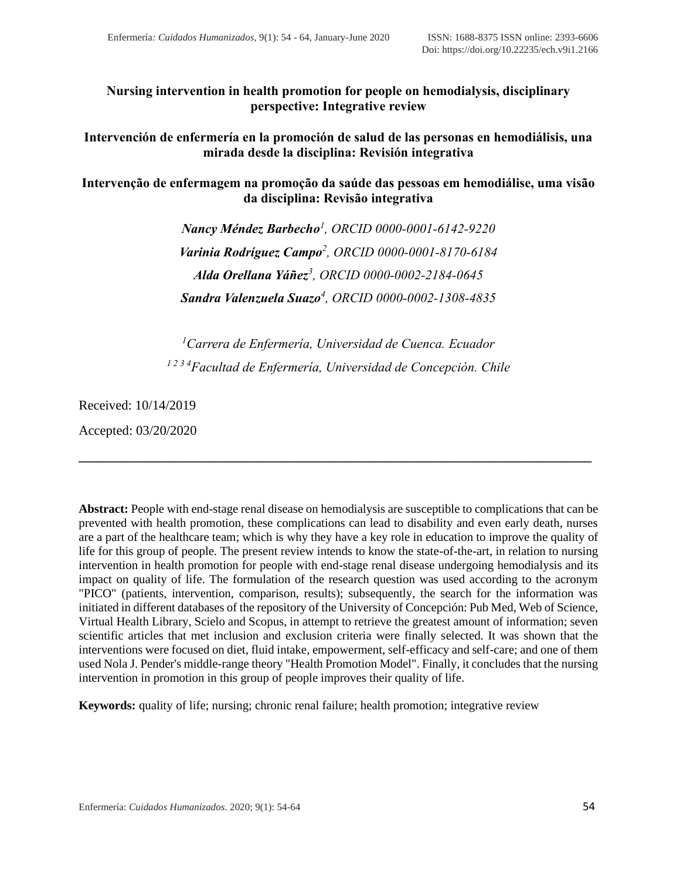# Nursing intervention in health promotion for people on hemodialysis, disciplinary perspective: Integrative review

## Intervención de enfermería en la promoción de salud de las personas en hemodiálisis, una mirada desde la disciplina: Revisión integrativa

## Intervenção de enfermagem na promoção da saúde das pessoas em hemodiálise, uma visão da disciplina: Revisão integrativa

***Nancy Méndez Barbecho***[1], *ORCID 0000-0001-6142-9220*

***Varinia Rodríguez Campo***[2], *ORCID 0000-0001-8170-6184*

***Alda Orellana Yáñez***[3], *ORCID 0000-0002-2184-0645*

***Sandra Valenzuela Suazo***[4], *ORCID 0000-0002-1308-4835*

[1] *Carrera de Enfermería, Universidad de Cuenca. Ecuador*

[1 2 3 4] *Facultad de Enfermería, Universidad de Concepción. Chile*

Received: 10/14/2019

Accepted: 03/20/2020

---

**Abstract:** People with end-stage renal disease on hemodialysis are susceptible to complications that can be prevented with health promotion, these complications can lead to disability and even early death, nurses are a part of the healthcare team; which is why they have a key role in education to improve the quality of life for this group of people. The present review intends to know the state-of-the-art, in relation to nursing intervention in health promotion for people with end-stage renal disease undergoing hemodialysis and its impact on quality of life. The formulation of the research question was used according to the acronym "PICO" (patients, intervention, comparison, results); subsequently, the search for the information was initiated in different databases of the repository of the University of Concepción: Pub Med, Web of Science, Virtual Health Library, Scielo and Scopus, in attempt to retrieve the greatest amount of information; seven scientific articles that met inclusion and exclusion criteria were finally selected. It was shown that the interventions were focused on diet, fluid intake, empowerment, self-efficacy and self-care; and one of them used Nola J. Pender's middle-range theory "Health Promotion Model". Finally, it concludes that the nursing intervention in promotion in this group of people improves their quality of life.

**Keywords:** quality of life; nursing; chronic renal failure; health promotion; integrative review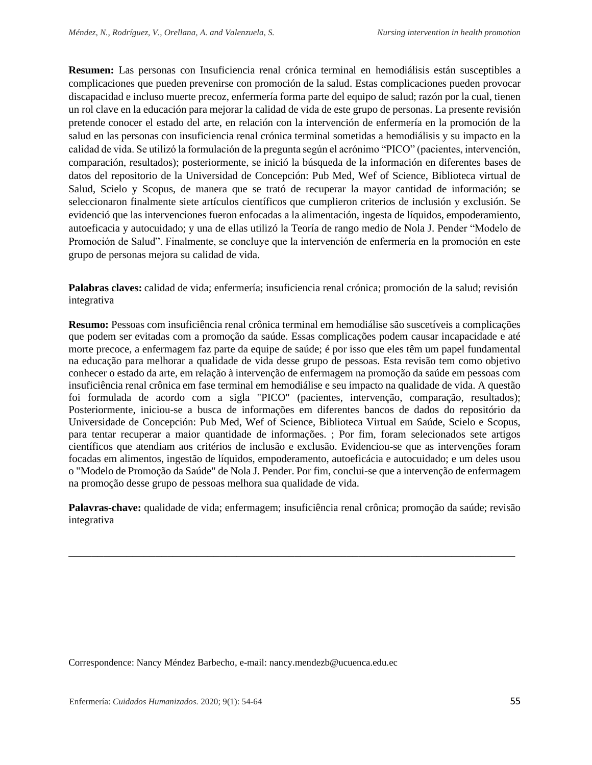**Resumen:** Las personas con Insuficiencia renal crónica terminal en hemodiálisis están susceptibles a complicaciones que pueden prevenirse con promoción de la salud. Estas complicaciones pueden provocar discapacidad e incluso muerte precoz, enfermería forma parte del equipo de salud; razón por la cual, tienen un rol clave en la educación para mejorar la calidad de vida de este grupo de personas. La presente revisión pretende conocer el estado del arte, en relación con la intervención de enfermería en la promoción de la salud en las personas con insuficiencia renal crónica terminal sometidas a hemodiálisis y su impacto en la calidad de vida. Se utilizó la formulación de la pregunta según el acrónimo "PICO" (pacientes, intervención, comparación, resultados); posteriormente, se inició la búsqueda de la información en diferentes bases de datos del repositorio de la Universidad de Concepción: Pub Med, Wef of Science, Biblioteca virtual de Salud, Scielo y Scopus, de manera que se trató de recuperar la mayor cantidad de información; se seleccionaron finalmente siete artículos científicos que cumplieron criterios de inclusión y exclusión. Se evidenció que las intervenciones fueron enfocadas a la alimentación, ingesta de líquidos, empoderamiento, autoeficacia y autocuidado; y una de ellas utilizó la Teoría de rango medio de Nola J. Pender "Modelo de Promoción de Salud". Finalmente, se concluye que la intervención de enfermería en la promoción en este grupo de personas mejora su calidad de vida.

**Palabras claves:** calidad de vida; enfermería; insuficiencia renal crónica; promoción de la salud; revisión integrativa

**Resumo:** Pessoas com insuficiência renal crônica terminal em hemodiálise são suscetíveis a complicações que podem ser evitadas com a promoção da saúde. Essas complicações podem causar incapacidade e até morte precoce, a enfermagem faz parte da equipe de saúde; é por isso que eles têm um papel fundamental na educação para melhorar a qualidade de vida desse grupo de pessoas. Esta revisão tem como objetivo conhecer o estado da arte, em relação à intervenção de enfermagem na promoção da saúde em pessoas com insuficiência renal crônica em fase terminal em hemodiálise e seu impacto na qualidade de vida. A questão foi formulada de acordo com a sigla "PICO" (pacientes, intervenção, comparação, resultados); Posteriormente, iniciou-se a busca de informações em diferentes bancos de dados do repositório da Universidade de Concepción: Pub Med, Wef of Science, Biblioteca Virtual em Saúde, Scielo e Scopus, para tentar recuperar a maior quantidade de informações. ; Por fim, foram selecionados sete artigos científicos que atendiam aos critérios de inclusão e exclusão. Evidenciou-se que as intervenções foram focadas em alimentos, ingestão de líquidos, empoderamento, autoeficácia e autocuidado; e um deles usou o "Modelo de Promoção da Saúde" de Nola J. Pender. Por fim, conclui-se que a intervenção de enfermagem na promoção desse grupo de pessoas melhora sua qualidade de vida.

**Palavras-chave:** qualidade de vida; enfermagem; insuficiência renal crônica; promoção da saúde; revisão integrativa

---

Correspondence: Nancy Méndez Barbecho, e-mail: nancy.mendezb@ucuenca.edu.ec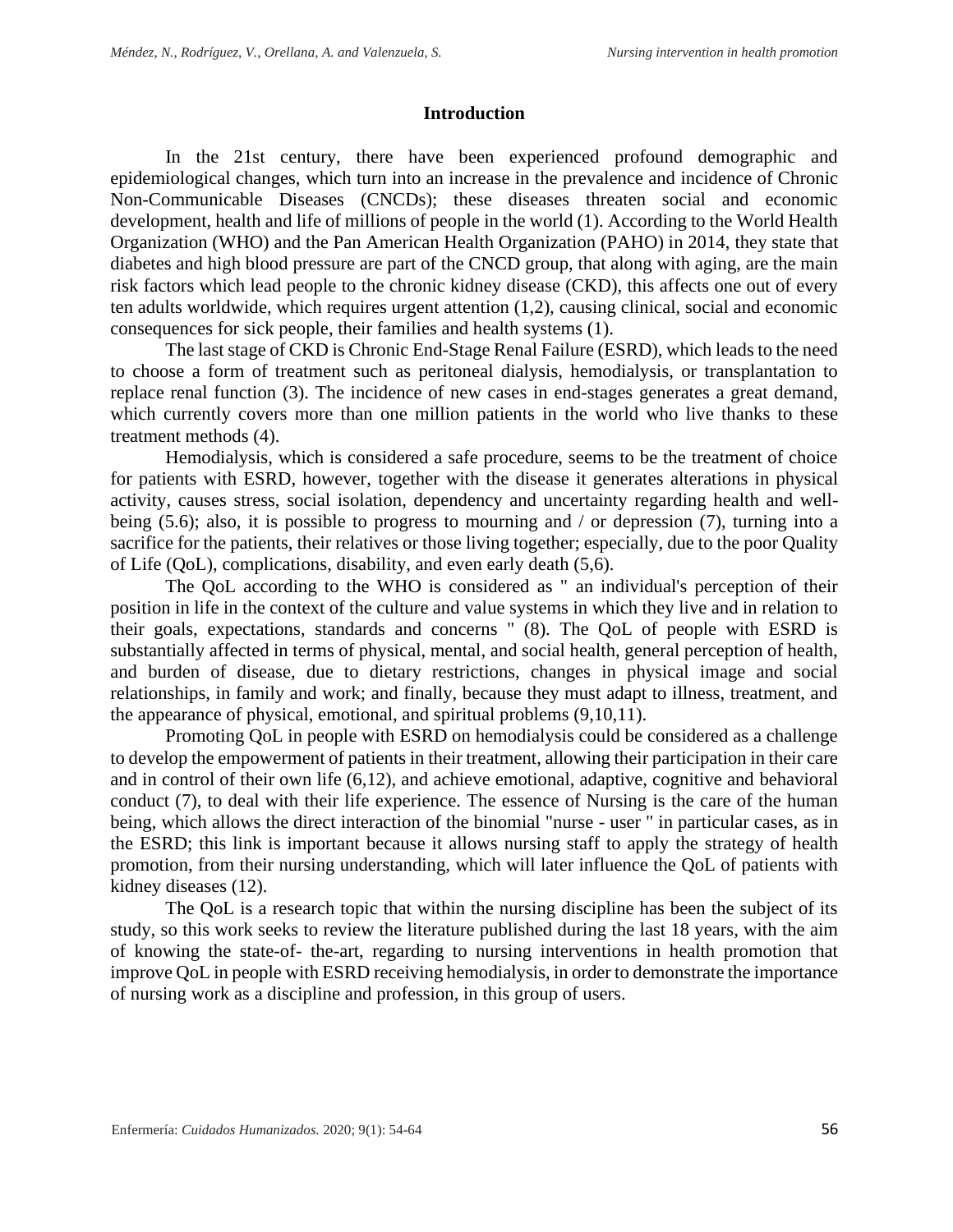## Introduction

In the 21st century, there have been experienced profound demographic and epidemiological changes, which turn into an increase in the prevalence and incidence of Chronic Non-Communicable Diseases (CNCDs); these diseases threaten social and economic development, health and life of millions of people in the world (1). According to the World Health Organization (WHO) and the Pan American Health Organization (PAHO) in 2014, they state that diabetes and high blood pressure are part of the CNCD group, that along with aging, are the main risk factors which lead people to the chronic kidney disease (CKD), this affects one out of every ten adults worldwide, which requires urgent attention (1,2), causing clinical, social and economic consequences for sick people, their families and health systems (1).

The last stage of CKD is Chronic End-Stage Renal Failure (ESRD), which leads to the need to choose a form of treatment such as peritoneal dialysis, hemodialysis, or transplantation to replace renal function (3). The incidence of new cases in end-stages generates a great demand, which currently covers more than one million patients in the world who live thanks to these treatment methods (4).

Hemodialysis, which is considered a safe procedure, seems to be the treatment of choice for patients with ESRD, however, together with the disease it generates alterations in physical activity, causes stress, social isolation, dependency and uncertainty regarding health and well-being (5.6); also, it is possible to progress to mourning and / or depression (7), turning into a sacrifice for the patients, their relatives or those living together; especially, due to the poor Quality of Life (QoL), complications, disability, and even early death (5,6).

The QoL according to the WHO is considered as " an individual's perception of their position in life in the context of the culture and value systems in which they live and in relation to their goals, expectations, standards and concerns " (8). The QoL of people with ESRD is substantially affected in terms of physical, mental, and social health, general perception of health, and burden of disease, due to dietary restrictions, changes in physical image and social relationships, in family and work; and finally, because they must adapt to illness, treatment, and the appearance of physical, emotional, and spiritual problems (9,10,11).

Promoting QoL in people with ESRD on hemodialysis could be considered as a challenge to develop the empowerment of patients in their treatment, allowing their participation in their care and in control of their own life (6,12), and achieve emotional, adaptive, cognitive and behavioral conduct (7), to deal with their life experience. The essence of Nursing is the care of the human being, which allows the direct interaction of the binomial "nurse - user " in particular cases, as in the ESRD; this link is important because it allows nursing staff to apply the strategy of health promotion, from their nursing understanding, which will later influence the QoL of patients with kidney diseases (12).

The QoL is a research topic that within the nursing discipline has been the subject of its study, so this work seeks to review the literature published during the last 18 years, with the aim of knowing the state-of- the-art, regarding to nursing interventions in health promotion that improve QoL in people with ESRD receiving hemodialysis, in order to demonstrate the importance of nursing work as a discipline and profession, in this group of users.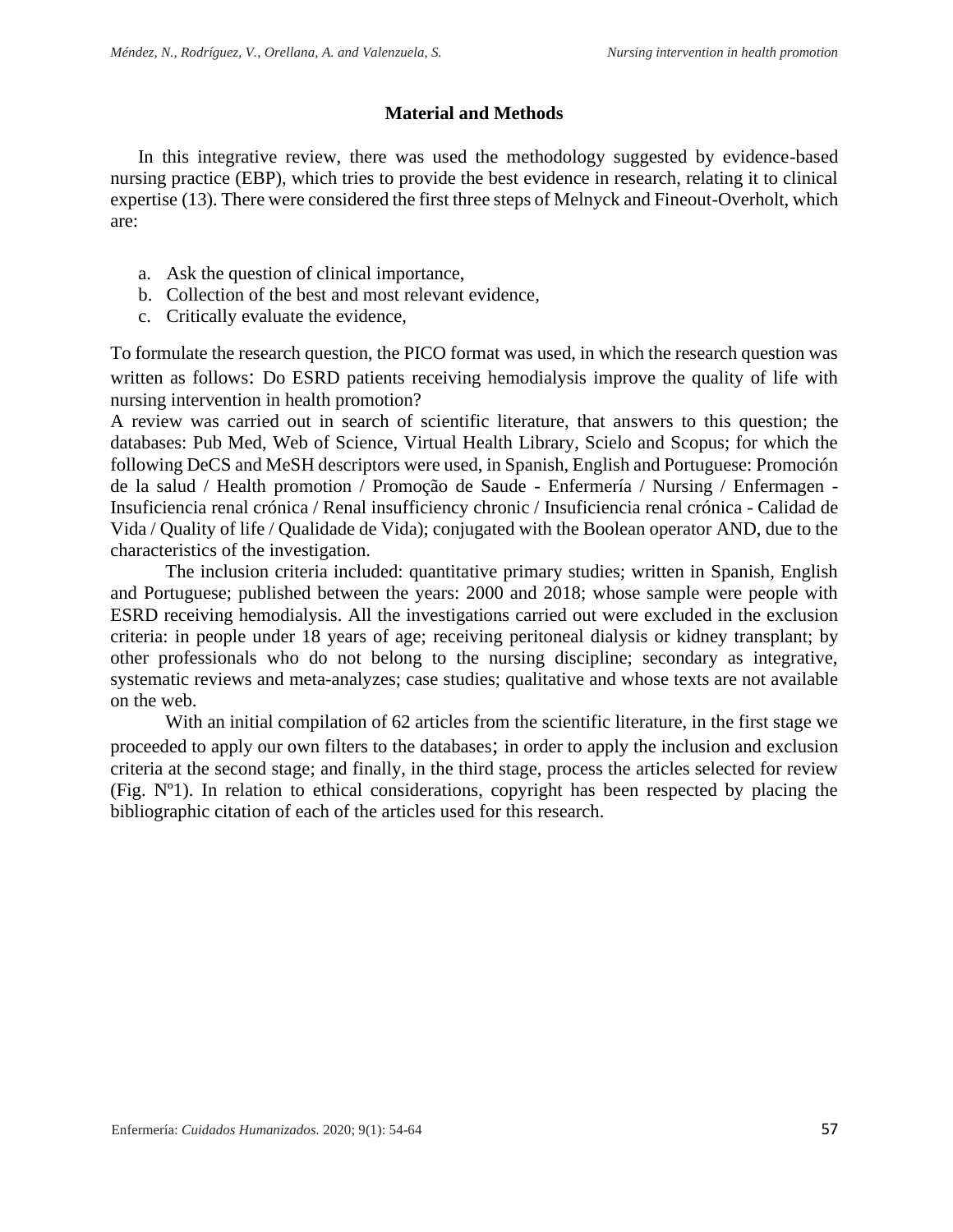## Material and Methods

In this integrative review, there was used the methodology suggested by evidence-based nursing practice (EBP), which tries to provide the best evidence in research, relating it to clinical expertise (13). There were considered the first three steps of Melnyck and Fineout-Overholt, which are:

a. Ask the question of clinical importance,
b. Collection of the best and most relevant evidence,
c. Critically evaluate the evidence,

To formulate the research question, the PICO format was used, in which the research question was written as follows: Do ESRD patients receiving hemodialysis improve the quality of life with nursing intervention in health promotion?

A review was carried out in search of scientific literature, that answers to this question; the databases: Pub Med, Web of Science, Virtual Health Library, Scielo and Scopus; for which the following DeCS and MeSH descriptors were used, in Spanish, English and Portuguese: Promoción de la salud / Health promotion / Promoção de Saude - Enfermería / Nursing / Enfermagen - Insuficiencia renal crónica / Renal insufficiency chronic / Insuficiencia renal crónica - Calidad de Vida / Quality of life / Qualidade de Vida); conjugated with the Boolean operator AND, due to the characteristics of the investigation.

The inclusion criteria included: quantitative primary studies; written in Spanish, English and Portuguese; published between the years: 2000 and 2018; whose sample were people with ESRD receiving hemodialysis. All the investigations carried out were excluded in the exclusion criteria: in people under 18 years of age; receiving peritoneal dialysis or kidney transplant; by other professionals who do not belong to the nursing discipline; secondary as integrative, systematic reviews and meta-analyzes; case studies; qualitative and whose texts are not available on the web.

With an initial compilation of 62 articles from the scientific literature, in the first stage we proceeded to apply our own filters to the databases; in order to apply the inclusion and exclusion criteria at the second stage; and finally, in the third stage, process the articles selected for review (Fig. Nº1). In relation to ethical considerations, copyright has been respected by placing the bibliographic citation of each of the articles used for this research.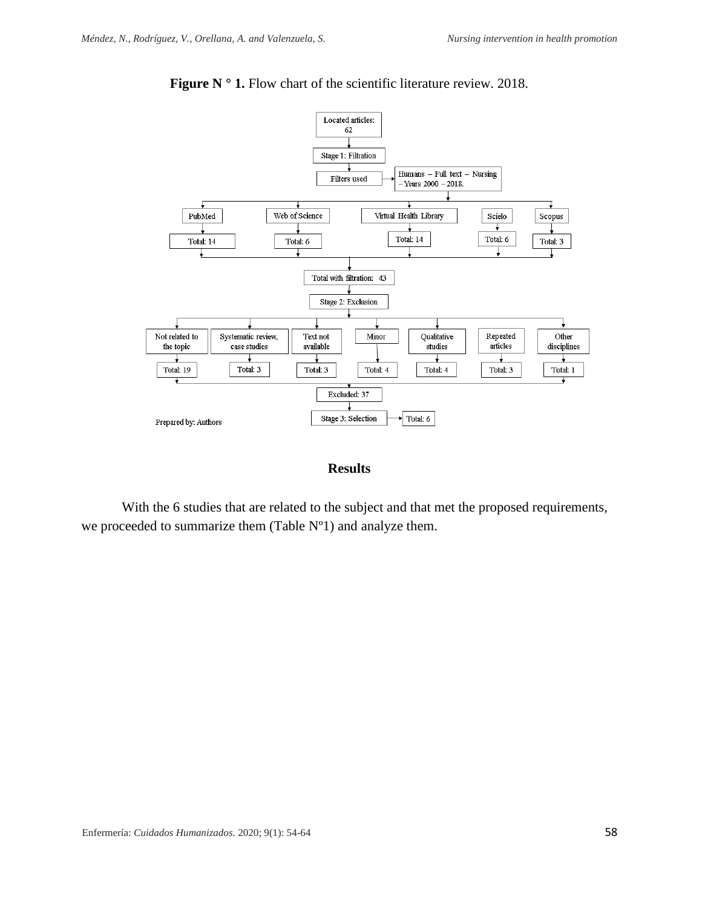**Figure N ° 1.** Flow chart of the scientific literature review. 2018.

Located articles: 62

Stage 1: Filtration

Filters used → Humans – Full text – Nursing – Years 2000 – 2018.

| PubMed | Web of Science | Virtual Health Library | Scielo | Scopus |
|---|---|---|---|---|
| Total: 14 | Total: 6 | Total: 14 | Total: 6 | Total: 3 |

Total with filtration: 43

Stage 2: Exclusion

| Not related to the topic | Systematic review, case studies | Text not available | Minor | Qualitative studies | Repeated articles | Other disciplines |
|---|---|---|---|---|---|---|
| Total: 19 | Total: 3 | Total: 3 | Total: 4 | Total: 4 | Total: 3 | Total: 1 |

Excluded: 37

Stage 3: Selection → Total: 6

Prepared by: Authors

## Results

With the 6 studies that are related to the subject and that met the proposed requirements, we proceeded to summarize them (Table Nº1) and analyze them.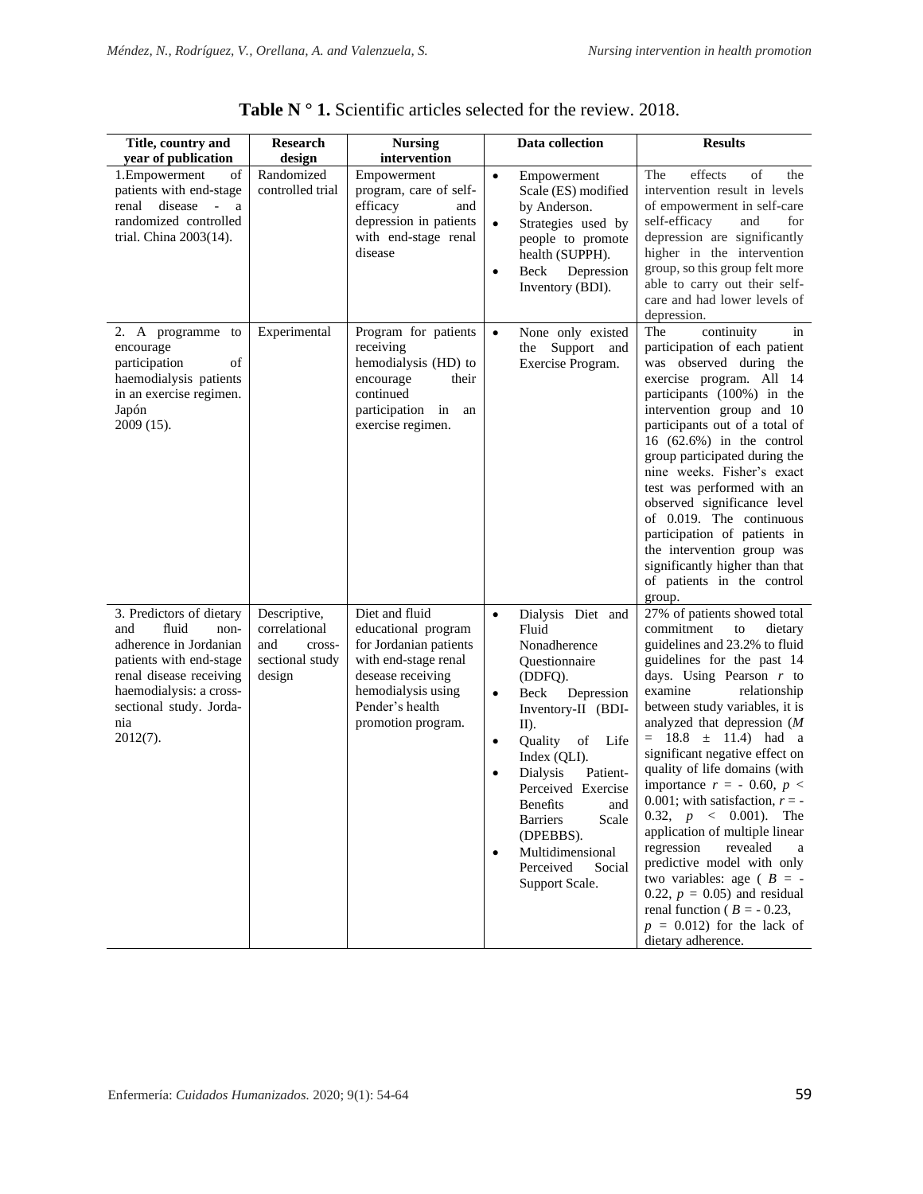**Table N ° 1.** Scientific articles selected for the review. 2018.

| Title, country and year of publication | Research design | Nursing intervention | Data collection | Results |
|---|---|---|---|---|
| 1.Empowerment of patients with end-stage renal disease - a randomized controlled trial. China 2003(14). | Randomized controlled trial | Empowerment program, care of self-efficacy and depression in patients with end-stage renal disease | • Empowerment Scale (ES) modified by Anderson. <br>• Strategies used by people to promote health (SUPPH). <br>• Beck Depression Inventory (BDI). | The effects of the intervention result in levels of empowerment in self-care self-efficacy and for depression are significantly higher in the intervention group, so this group felt more able to carry out their self-care and had lower levels of depression. |
| 2. A programme to encourage participation of haemodialysis patients in an exercise regimen. Japón 2009 (15). | Experimental | Program for patients receiving hemodialysis (HD) to encourage their continued participation in an exercise regimen. | • None only existed the Support and Exercise Program. | The continuity in participation of each patient was observed during the exercise program. All 14 participants (100%) in the intervention group and 10 participants out of a total of 16 (62.6%) in the control group participated during the nine weeks. Fisher's exact test was performed with an observed significance level of 0.019. The continuous participation of patients in the intervention group was significantly higher than that of patients in the control group. |
| 3. Predictors of dietary and fluid non-adherence in Jordanian patients with end-stage renal disease receiving haemodialysis: a cross-sectional study. Jordania 2012(7). | Descriptive, correlational and cross-sectional study design | Diet and fluid educational program for Jordanian patients with end-stage renal desease receiving hemodialysis using Pender's health promotion program. | • Dialysis Diet and Fluid Nonadherence Questionnaire (DDFQ). <br>• Beck Depression Inventory-II (BDI-II). <br>• Quality of Life Index (QLI). <br>• Dialysis Patient-Perceived Exercise Benefits and Barriers Scale (DPEBBS). <br>• Multidimensional Perceived Social Support Scale. | 27% of patients showed total commitment to dietary guidelines and 23.2% to fluid guidelines for the past 14 days. Using Pearson $r$ to examine relationship between study variables, it is analyzed that depression ($M = 18.8 \pm 11.4$) had a significant negative effect on quality of life domains (with importance $r = -0.60$, $p < 0.001$; with satisfaction, $r = -0.32$, $p < 0.001$). The application of multiple linear regression revealed a predictive model with only two variables: age ( $B = -0.22$, $p = 0.05$) and residual renal function ( $B = -0.23$, $p = 0.012$) for the lack of dietary adherence. |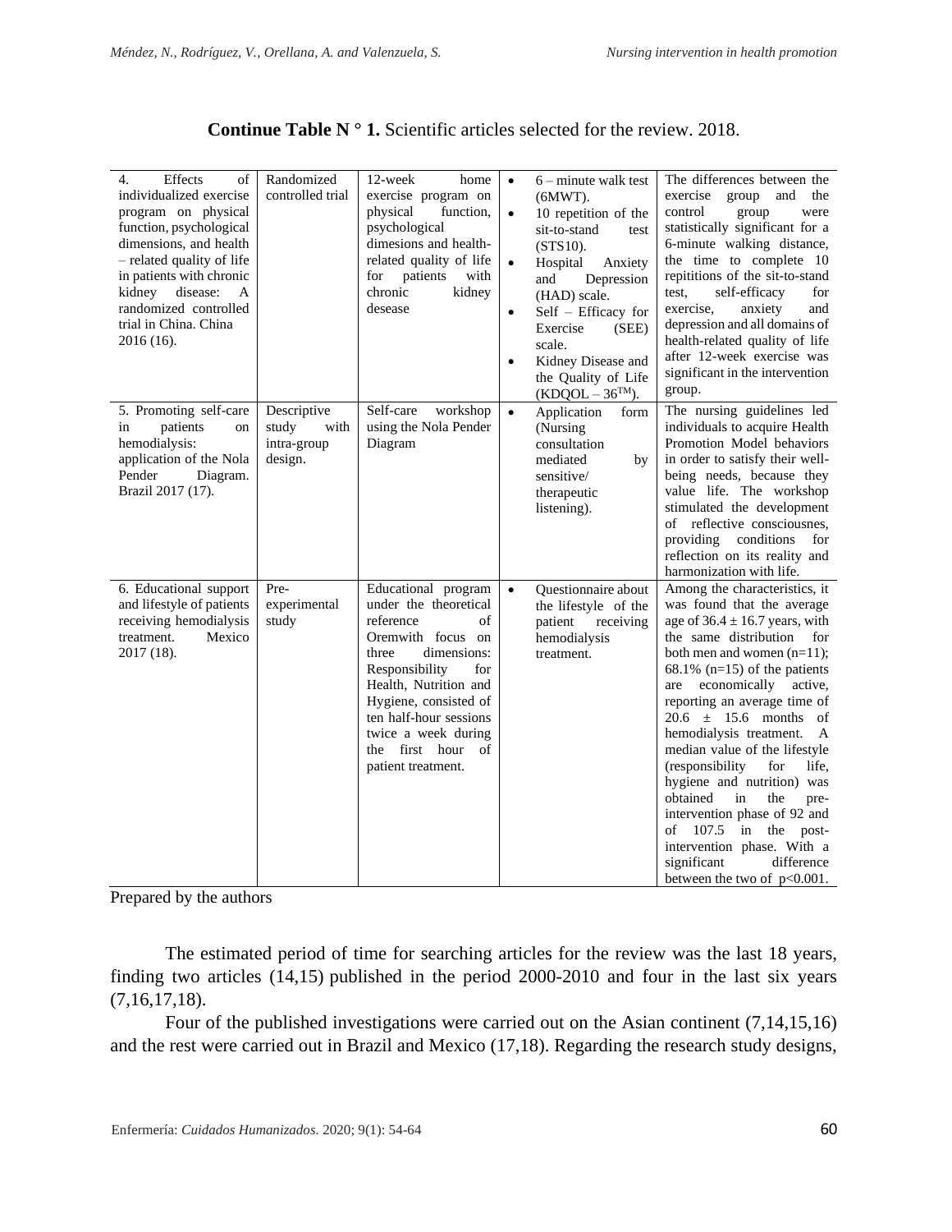**Continue Table N ° 1.** Scientific articles selected for the review. 2018.

| | | | | |
|---|---|---|---|---|
| 4. Effects of individualized exercise program on physical function, psychological dimensions, and health – related quality of life in patients with chronic kidney disease: A randomized controlled trial in China. China 2016 (16). | Randomized controlled trial | 12-week home exercise program on physical function, psychological dimesions and health-related quality of life for patients with chronic kidney desease | • 6 – minute walk test (6MWT).<br>• 10 repetition of the sit-to-stand test (STS10).<br>• Hospital Anxiety and Depression (HAD) scale.<br>• Self – Efficacy for Exercise (SEE) scale.<br>• Kidney Disease and the Quality of Life (KDQOL – 36™). | The differences between the exercise group and the control group were statistically significant for a 6-minute walking distance, the time to complete 10 repititions of the sit-to-stand test, self-efficacy for exercise, anxiety and depression and all domains of health-related quality of life after 12-week exercise was significant in the intervention group. |
| 5. Promoting self-care in patients on hemodialysis: application of the Nola Pender Diagram. Brazil 2017 (17). | Descriptive study with intra-group design. | Self-care workshop using the Nola Pender Diagram | • Application form (Nursing consultation mediated by sensitive/ therapeutic listening). | The nursing guidelines led individuals to acquire Health Promotion Model behaviors in order to satisfy their well-being needs, because they value life. The workshop stimulated the development of reflective consciousnes, providing conditions for reflection on its reality and harmonization with life. |
| 6. Educational support and lifestyle of patients receiving hemodialysis treatment. Mexico 2017 (18). | Pre-experimental study | Educational program under the theoretical reference of Oremwith focus on three dimensions: Responsibility for Health, Nutrition and Hygiene, consisted of ten half-hour sessions twice a week during the first hour of patient treatment. | • Questionnaire about the lifestyle of the patient receiving hemodialysis treatment. | Among the characteristics, it was found that the average age of 36.4 ± 16.7 years, with the same distribution for both men and women (n=11); 68.1% (n=15) of the patients are economically active, reporting an average time of 20.6 ± 15.6 months of hemodialysis treatment. A median value of the lifestyle (responsibility for life, hygiene and nutrition) was obtained in the pre-intervention phase of 92 and of 107.5 in the post-intervention phase. With a significant difference between the two of p<0.001. |

Prepared by the authors

The estimated period of time for searching articles for the review was the last 18 years, finding two articles (14,15) published in the period 2000-2010 and four in the last six years (7,16,17,18).

Four of the published investigations were carried out on the Asian continent (7,14,15,16) and the rest were carried out in Brazil and Mexico (17,18). Regarding the research study designs,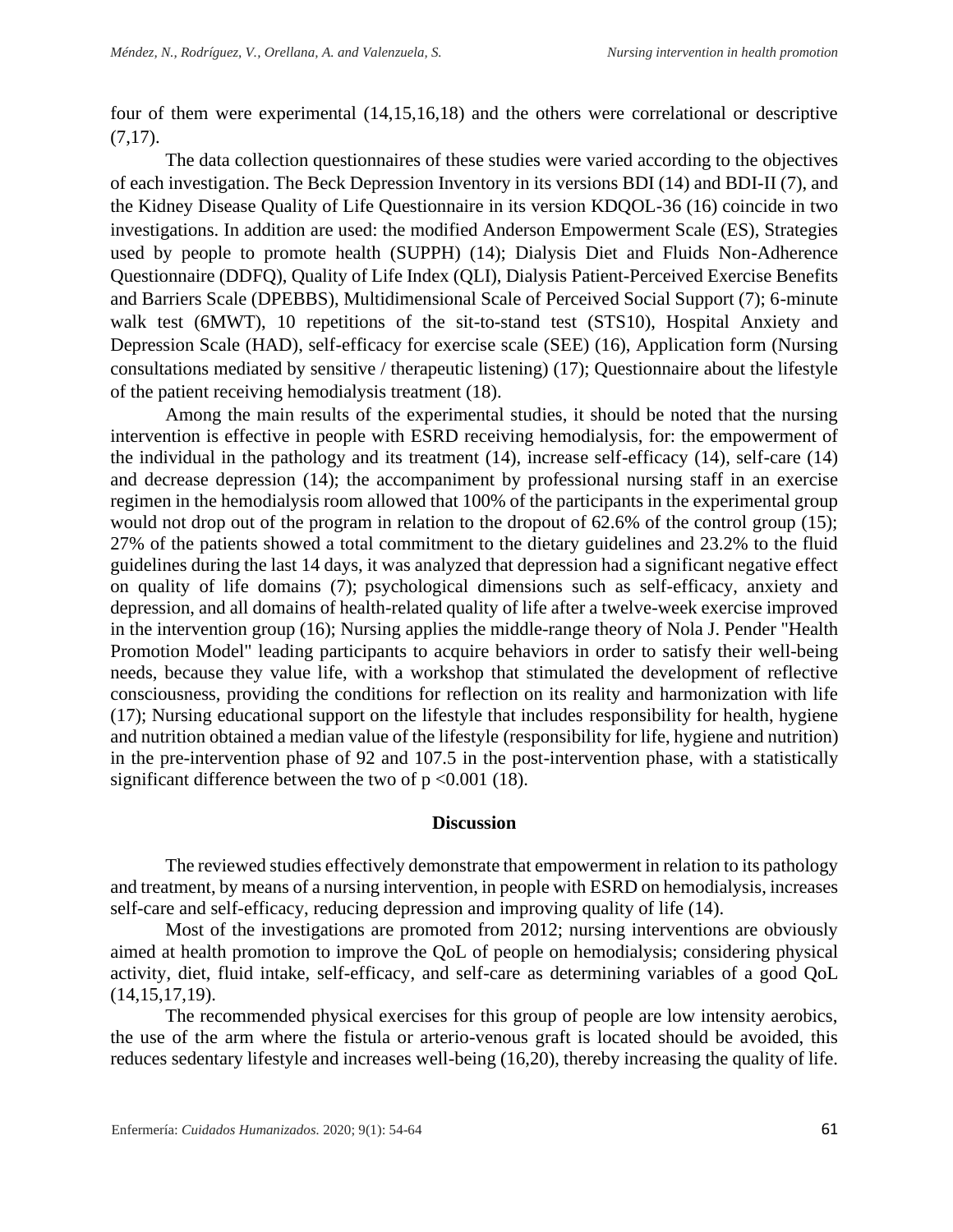four of them were experimental (14,15,16,18) and the others were correlational or descriptive (7,17).

The data collection questionnaires of these studies were varied according to the objectives of each investigation. The Beck Depression Inventory in its versions BDI (14) and BDI-II (7), and the Kidney Disease Quality of Life Questionnaire in its version KDQOL-36 (16) coincide in two investigations. In addition are used: the modified Anderson Empowerment Scale (ES), Strategies used by people to promote health (SUPPH) (14); Dialysis Diet and Fluids Non-Adherence Questionnaire (DDFQ), Quality of Life Index (QLI), Dialysis Patient-Perceived Exercise Benefits and Barriers Scale (DPEBBS), Multidimensional Scale of Perceived Social Support (7); 6-minute walk test (6MWT), 10 repetitions of the sit-to-stand test (STS10), Hospital Anxiety and Depression Scale (HAD), self-efficacy for exercise scale (SEE) (16), Application form (Nursing consultations mediated by sensitive / therapeutic listening) (17); Questionnaire about the lifestyle of the patient receiving hemodialysis treatment (18).

Among the main results of the experimental studies, it should be noted that the nursing intervention is effective in people with ESRD receiving hemodialysis, for: the empowerment of the individual in the pathology and its treatment (14), increase self-efficacy (14), self-care (14) and decrease depression (14); the accompaniment by professional nursing staff in an exercise regimen in the hemodialysis room allowed that 100% of the participants in the experimental group would not drop out of the program in relation to the dropout of 62.6% of the control group (15); 27% of the patients showed a total commitment to the dietary guidelines and 23.2% to the fluid guidelines during the last 14 days, it was analyzed that depression had a significant negative effect on quality of life domains (7); psychological dimensions such as self-efficacy, anxiety and depression, and all domains of health-related quality of life after a twelve-week exercise improved in the intervention group (16); Nursing applies the middle-range theory of Nola J. Pender "Health Promotion Model" leading participants to acquire behaviors in order to satisfy their well-being needs, because they value life, with a workshop that stimulated the development of reflective consciousness, providing the conditions for reflection on its reality and harmonization with life (17); Nursing educational support on the lifestyle that includes responsibility for health, hygiene and nutrition obtained a median value of the lifestyle (responsibility for life, hygiene and nutrition) in the pre-intervention phase of 92 and 107.5 in the post-intervention phase, with a statistically significant difference between the two of $p < 0.001$ (18).

## Discussion

The reviewed studies effectively demonstrate that empowerment in relation to its pathology and treatment, by means of a nursing intervention, in people with ESRD on hemodialysis, increases self-care and self-efficacy, reducing depression and improving quality of life (14).

Most of the investigations are promoted from 2012; nursing interventions are obviously aimed at health promotion to improve the QoL of people on hemodialysis; considering physical activity, diet, fluid intake, self-efficacy, and self-care as determining variables of a good QoL (14,15,17,19).

The recommended physical exercises for this group of people are low intensity aerobics, the use of the arm where the fistula or arterio-venous graft is located should be avoided, this reduces sedentary lifestyle and increases well-being (16,20), thereby increasing the quality of life.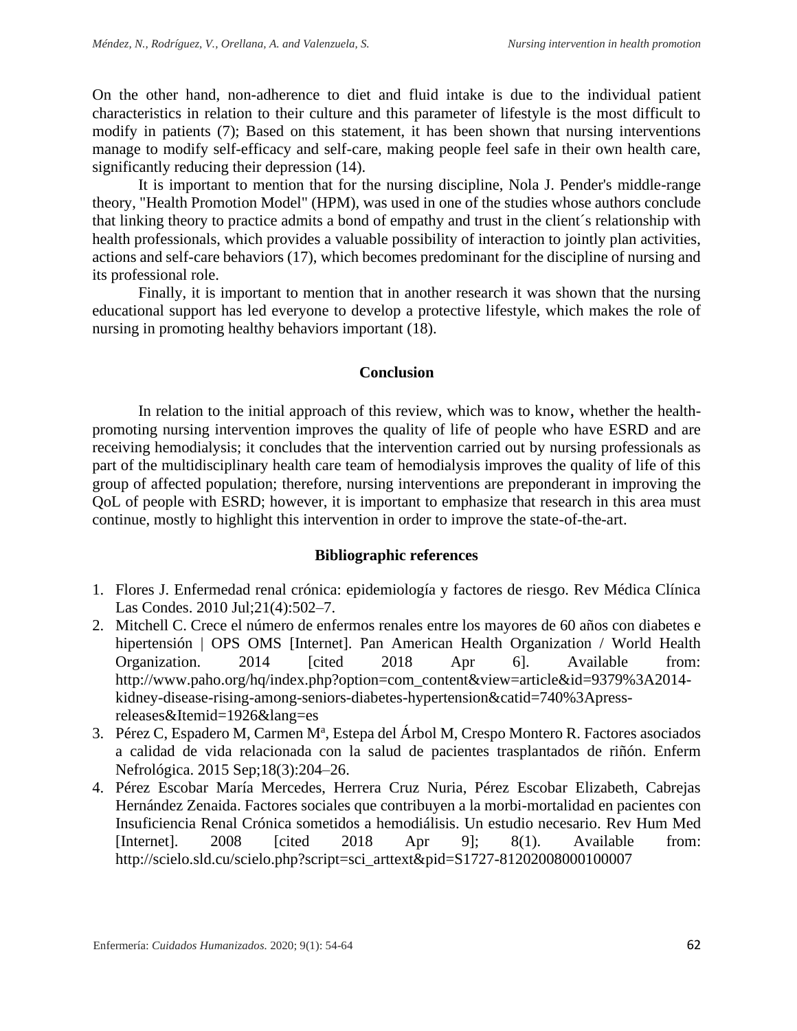On the other hand, non-adherence to diet and fluid intake is due to the individual patient characteristics in relation to their culture and this parameter of lifestyle is the most difficult to modify in patients (7); Based on this statement, it has been shown that nursing interventions manage to modify self-efficacy and self-care, making people feel safe in their own health care, significantly reducing their depression (14).

It is important to mention that for the nursing discipline, Nola J. Pender's middle-range theory, "Health Promotion Model" (HPM), was used in one of the studies whose authors conclude that linking theory to practice admits a bond of empathy and trust in the client´s relationship with health professionals, which provides a valuable possibility of interaction to jointly plan activities, actions and self-care behaviors (17), which becomes predominant for the discipline of nursing and its professional role.

Finally, it is important to mention that in another research it was shown that the nursing educational support has led everyone to develop a protective lifestyle, which makes the role of nursing in promoting healthy behaviors important (18).

## Conclusion

In relation to the initial approach of this review, which was to know, whether the health-promoting nursing intervention improves the quality of life of people who have ESRD and are receiving hemodialysis; it concludes that the intervention carried out by nursing professionals as part of the multidisciplinary health care team of hemodialysis improves the quality of life of this group of affected population; therefore, nursing interventions are preponderant in improving the QoL of people with ESRD; however, it is important to emphasize that research in this area must continue, mostly to highlight this intervention in order to improve the state-of-the-art.

## Bibliographic references

1. Flores J. Enfermedad renal crónica: epidemiología y factores de riesgo. Rev Médica Clínica Las Condes. 2010 Jul;21(4):502–7.
2. Mitchell C. Crece el número de enfermos renales entre los mayores de 60 años con diabetes e hipertensión | OPS OMS [Internet]. Pan American Health Organization / World Health Organization. 2014 [cited 2018 Apr 6]. Available from: http://www.paho.org/hq/index.php?option=com_content&view=article&id=9379%3A2014-kidney-disease-rising-among-seniors-diabetes-hypertension&catid=740%3Apress-releases&Itemid=1926&lang=es
3. Pérez C, Espadero M, Carmen Mª, Estepa del Árbol M, Crespo Montero R. Factores asociados a calidad de vida relacionada con la salud de pacientes trasplantados de riñón. Enferm Nefrológica. 2015 Sep;18(3):204–26.
4. Pérez Escobar María Mercedes, Herrera Cruz Nuria, Pérez Escobar Elizabeth, Cabrejas Hernández Zenaida. Factores sociales que contribuyen a la morbi-mortalidad en pacientes con Insuficiencia Renal Crónica sometidos a hemodiálisis. Un estudio necesario. Rev Hum Med [Internet]. 2008 [cited 2018 Apr 9]; 8(1). Available from: http://scielo.sld.cu/scielo.php?script=sci_arttext&pid=S1727-81202008000100007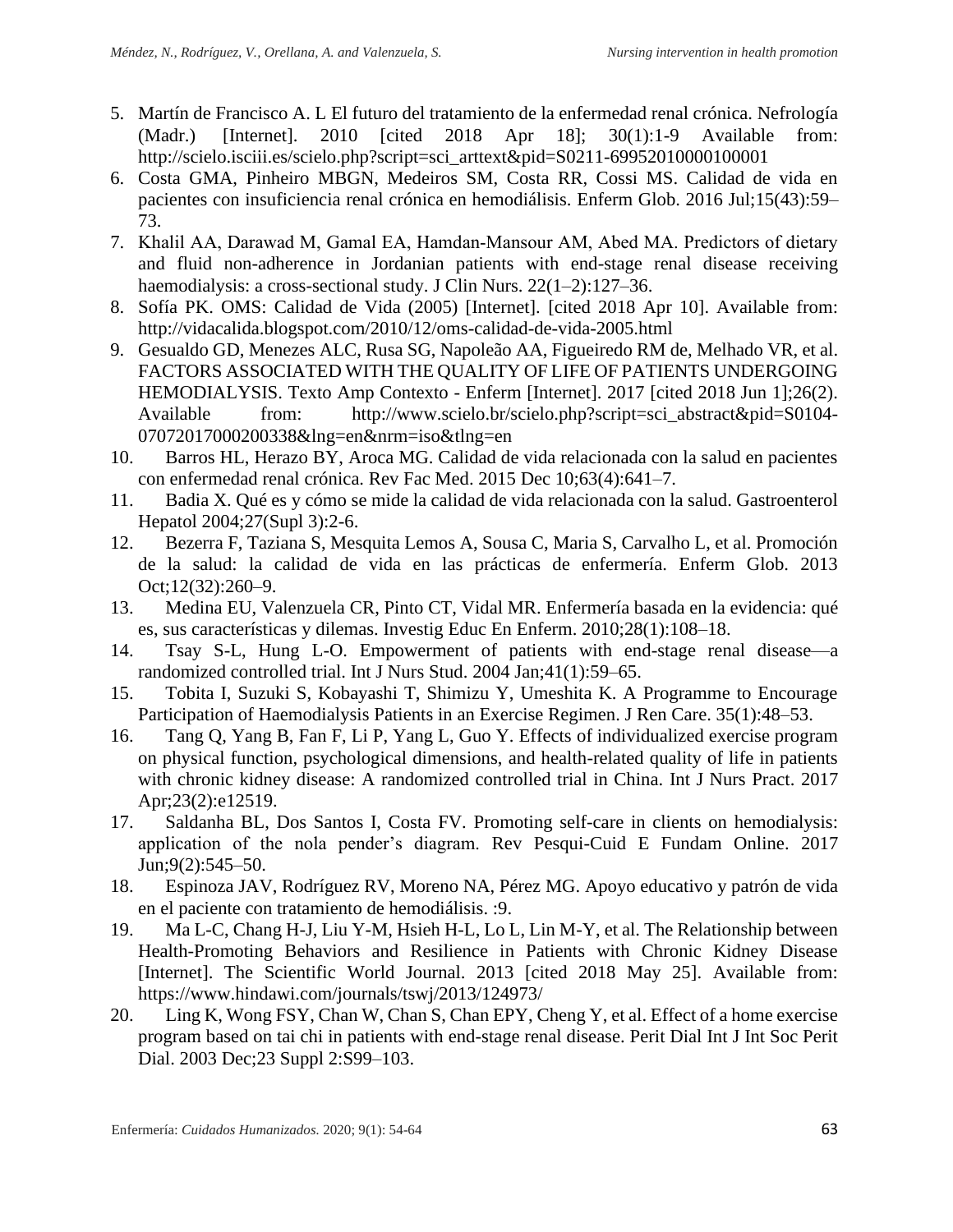5. Martín de Francisco A. L El futuro del tratamiento de la enfermedad renal crónica. Nefrología (Madr.) [Internet]. 2010 [cited 2018 Apr 18]; 30(1):1-9 Available from: http://scielo.isciii.es/scielo.php?script=sci_arttext&pid=S0211-69952010000100001
6. Costa GMA, Pinheiro MBGN, Medeiros SM, Costa RR, Cossi MS. Calidad de vida en pacientes con insuficiencia renal crónica en hemodiálisis. Enferm Glob. 2016 Jul;15(43):59–73.
7. Khalil AA, Darawad M, Gamal EA, Hamdan-Mansour AM, Abed MA. Predictors of dietary and fluid non-adherence in Jordanian patients with end-stage renal disease receiving haemodialysis: a cross-sectional study. J Clin Nurs. 22(1–2):127–36.
8. Sofía PK. OMS: Calidad de Vida (2005) [Internet]. [cited 2018 Apr 10]. Available from: http://vidacalida.blogspot.com/2010/12/oms-calidad-de-vida-2005.html
9. Gesualdo GD, Menezes ALC, Rusa SG, Napoleão AA, Figueiredo RM de, Melhado VR, et al. FACTORS ASSOCIATED WITH THE QUALITY OF LIFE OF PATIENTS UNDERGOING HEMODIALYSIS. Texto Amp Contexto - Enferm [Internet]. 2017 [cited 2018 Jun 1];26(2). Available from: http://www.scielo.br/scielo.php?script=sci_abstract&pid=S0104-07072017000200338&lng=en&nrm=iso&tlng=en
10. Barros HL, Herazo BY, Aroca MG. Calidad de vida relacionada con la salud en pacientes con enfermedad renal crónica. Rev Fac Med. 2015 Dec 10;63(4):641–7.
11. Badia X. Qué es y cómo se mide la calidad de vida relacionada con la salud. Gastroenterol Hepatol 2004;27(Supl 3):2-6.
12. Bezerra F, Taziana S, Mesquita Lemos A, Sousa C, Maria S, Carvalho L, et al. Promoción de la salud: la calidad de vida en las prácticas de enfermería. Enferm Glob. 2013 Oct;12(32):260–9.
13. Medina EU, Valenzuela CR, Pinto CT, Vidal MR. Enfermería basada en la evidencia: qué es, sus características y dilemas. Investig Educ En Enferm. 2010;28(1):108–18.
14. Tsay S-L, Hung L-O. Empowerment of patients with end-stage renal disease—a randomized controlled trial. Int J Nurs Stud. 2004 Jan;41(1):59–65.
15. Tobita I, Suzuki S, Kobayashi T, Shimizu Y, Umeshita K. A Programme to Encourage Participation of Haemodialysis Patients in an Exercise Regimen. J Ren Care. 35(1):48–53.
16. Tang Q, Yang B, Fan F, Li P, Yang L, Guo Y. Effects of individualized exercise program on physical function, psychological dimensions, and health-related quality of life in patients with chronic kidney disease: A randomized controlled trial in China. Int J Nurs Pract. 2017 Apr;23(2):e12519.
17. Saldanha BL, Dos Santos I, Costa FV. Promoting self-care in clients on hemodialysis: application of the nola pender's diagram. Rev Pesqui-Cuid E Fundam Online. 2017 Jun;9(2):545–50.
18. Espinoza JAV, Rodríguez RV, Moreno NA, Pérez MG. Apoyo educativo y patrón de vida en el paciente con tratamiento de hemodiálisis. :9.
19. Ma L-C, Chang H-J, Liu Y-M, Hsieh H-L, Lo L, Lin M-Y, et al. The Relationship between Health-Promoting Behaviors and Resilience in Patients with Chronic Kidney Disease [Internet]. The Scientific World Journal. 2013 [cited 2018 May 25]. Available from: https://www.hindawi.com/journals/tswj/2013/124973/
20. Ling K, Wong FSY, Chan W, Chan S, Chan EPY, Cheng Y, et al. Effect of a home exercise program based on tai chi in patients with end-stage renal disease. Perit Dial Int J Int Soc Perit Dial. 2003 Dec;23 Suppl 2:S99–103.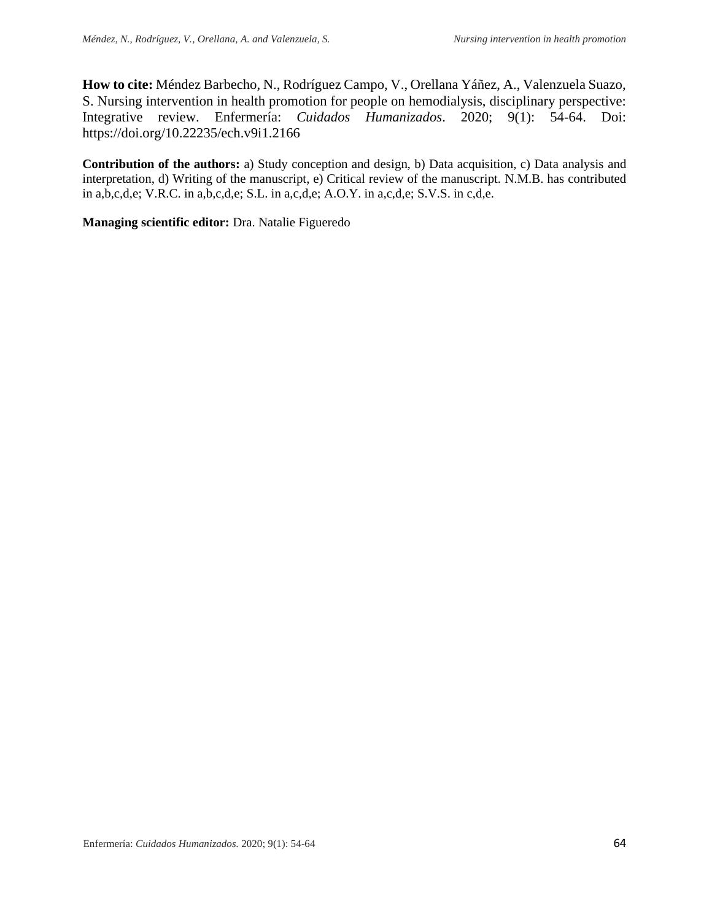**How to cite:** Méndez Barbecho, N., Rodríguez Campo, V., Orellana Yáñez, A., Valenzuela Suazo, S. Nursing intervention in health promotion for people on hemodialysis, disciplinary perspective: Integrative review. Enfermería: *Cuidados Humanizados*. 2020; 9(1): 54-64. Doi: https://doi.org/10.22235/ech.v9i1.2166

**Contribution of the authors:** a) Study conception and design, b) Data acquisition, c) Data analysis and interpretation, d) Writing of the manuscript, e) Critical review of the manuscript. N.M.B. has contributed in a,b,c,d,e; V.R.C. in a,b,c,d,e; S.L. in a,c,d,e; A.O.Y. in a,c,d,e; S.V.S. in c,d,e.

**Managing scientific editor:** Dra. Natalie Figueredo